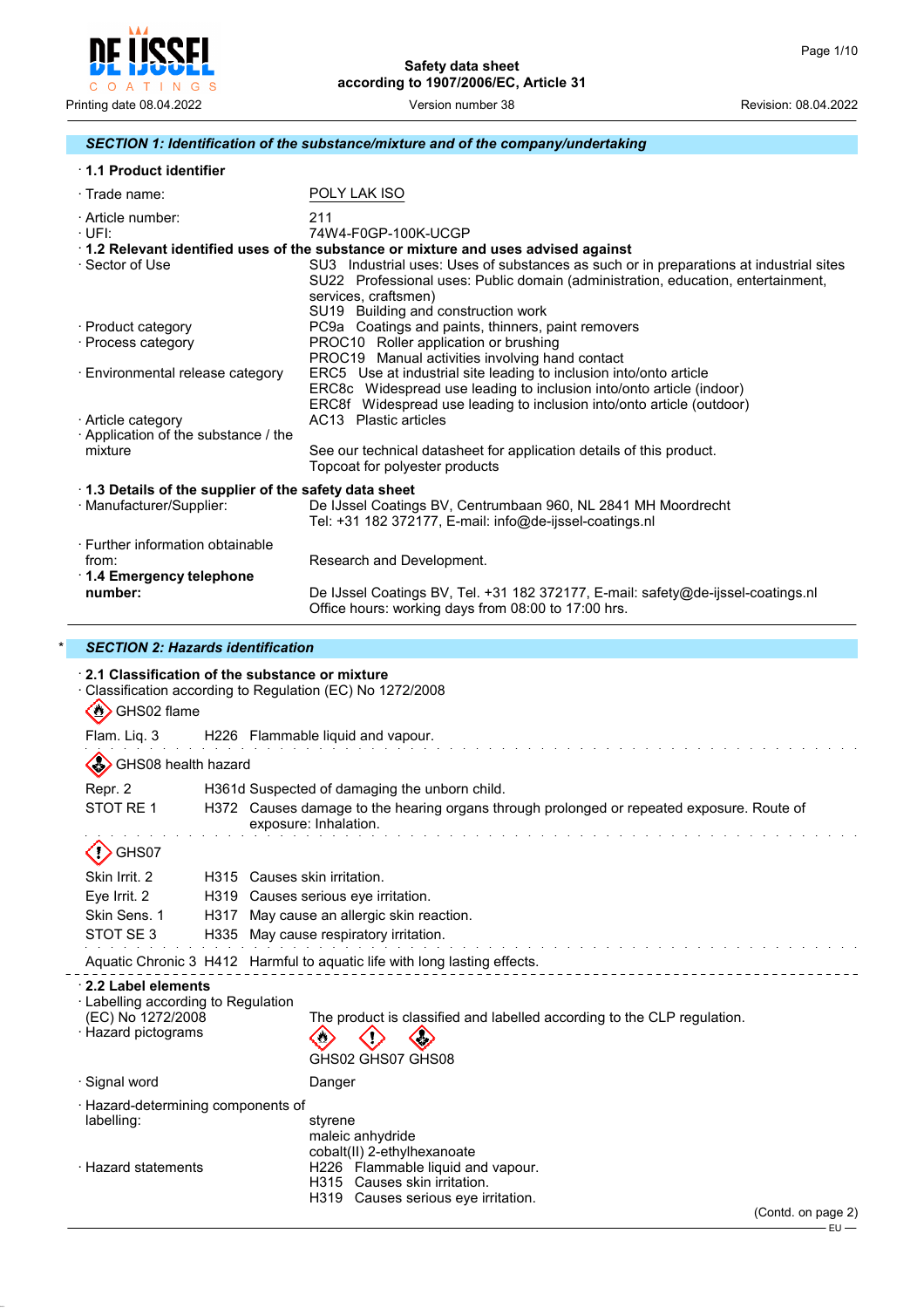Safety data sheet
according to 1907/2006/EC, Article 31

Printing date 08.04.2022 · Version number 38 · Revision: 08.04.2022

## SECTION 1: Identification of the substance/mixture and of the company/undertaking

· **1.1 Product identifier**

· Trade name: POLY LAK ISO

· Article number: 211

· UFI: 74W4-F0GP-100K-UCGP

· **1.2 Relevant identified uses of the substance or mixture and uses advised against**

· Sector of Use
- SU3 Industrial uses: Uses of substances as such or in preparations at industrial sites
- SU22 Professional uses: Public domain (administration, education, entertainment, services, craftsmen)
- SU19 Building and construction work

· Product category
- PC9a Coatings and paints, thinners, paint removers

· Process category
- PROC10 Roller application or brushing
- PROC19 Manual activities involving hand contact

· Environmental release category
- ERC5 Use at industrial site leading to inclusion into/onto article
- ERC8c Widespread use leading to inclusion into/onto article (indoor)
- ERC8f Widespread use leading to inclusion into/onto article (outdoor)

· Article category
- AC13 Plastic articles

· Application of the substance / the mixture
See our technical datasheet for application details of this product.
Topcoat for polyester products

· **1.3 Details of the supplier of the safety data sheet**

· Manufacturer/Supplier:
De IJssel Coatings BV, Centrumbaan 960, NL 2841 MH Moordrecht
Tel: +31 182 372177, E-mail: info@de-ijssel-coatings.nl

· Further information obtainable from: Research and Development.

· **1.4 Emergency telephone number:**
De IJssel Coatings BV, Tel. +31 182 372177, E-mail: safety@de-ijssel-coatings.nl
Office hours: working days from 08:00 to 17:00 hrs.

## * SECTION 2: Hazards identification

· **2.1 Classification of the substance or mixture**

· Classification according to Regulation (EC) No 1272/2008

GHS02 flame

Flam. Liq. 3 H226 Flammable liquid and vapour.

GHS08 health hazard

Repr. 2 H361d Suspected of damaging the unborn child.

STOT RE 1 H372 Causes damage to the hearing organs through prolonged or repeated exposure. Route of exposure: Inhalation.

GHS07

Skin Irrit. 2 H315 Causes skin irritation.

Eye Irrit. 2 H319 Causes serious eye irritation.

Skin Sens. 1 H317 May cause an allergic skin reaction.

STOT SE 3 H335 May cause respiratory irritation.

Aquatic Chronic 3 H412 Harmful to aquatic life with long lasting effects.

· **2.2 Label elements**

· Labelling according to Regulation (EC) No 1272/2008
The product is classified and labelled according to the CLP regulation.

· Hazard pictograms
GHS02 GHS07 GHS08

· Signal word
Danger

· Hazard-determining components of labelling:
- styrene
- maleic anhydride
- cobalt(II) 2-ethylhexanoate

· Hazard statements
- H226 Flammable liquid and vapour.
- H315 Causes skin irritation.
- H319 Causes serious eye irritation.

(Contd. on page 2)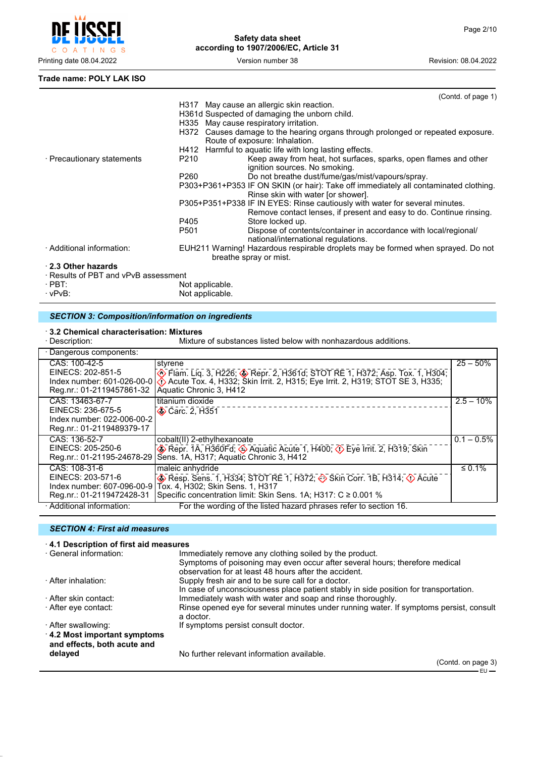**Trade name: POLY LAK ISO**

(Contd. of page 1)

H317 May cause an allergic skin reaction.
H361d Suspected of damaging the unborn child.
H335 May cause respiratory irritation.
H372 Causes damage to the hearing organs through prolonged or repeated exposure. Route of exposure: Inhalation.
H412 Harmful to aquatic life with long lasting effects.

· Precautionary statements

- P210 Keep away from heat, hot surfaces, sparks, open flames and other ignition sources. No smoking.
- P260 Do not breathe dust/fume/gas/mist/vapours/spray.
- P303+P361+P353 IF ON SKIN (or hair): Take off immediately all contaminated clothing. Rinse skin with water [or shower].
- P305+P351+P338 IF IN EYES: Rinse cautiously with water for several minutes. Remove contact lenses, if present and easy to do. Continue rinsing.
- P405 Store locked up.
- P501 Dispose of contents/container in accordance with local/regional/national/international regulations.

· Additional information: EUH211 Warning! Hazardous respirable droplets may be formed when sprayed. Do not breathe spray or mist.

· **2.3 Other hazards**
· Results of PBT and vPvB assessment
· PBT: Not applicable.
· vPvB: Not applicable.

## *SECTION 3: Composition/information on ingredients*

· **3.2 Chemical characterisation: Mixtures**
· Description: Mixture of substances listed below with nonhazardous additions.

· Dangerous components:

| Identifiers | Substance / Classification | Concentration |
|---|---|---|
| CAS: 100-42-5<br>EINECS: 202-851-5<br>Index number: 601-026-00-0<br>Reg.nr.: 01-2119457861-32 | styrene<br>Flam. Liq. 3, H226; Repr. 2, H361d; STOT RE 1, H372; Asp. Tox. 1, H304; Acute Tox. 4, H332; Skin Irrit. 2, H315; Eye Irrit. 2, H319; STOT SE 3, H335; Aquatic Chronic 3, H412 | 25 – 50% |
| CAS: 13463-67-7<br>EINECS: 236-675-5<br>Index number: 022-006-00-2<br>Reg.nr.: 01-2119489379-17 | titanium dioxide<br>Carc. 2, H351 | 2.5 – 10% |
| CAS: 136-52-7<br>EINECS: 205-250-6<br>Reg.nr.: 01-21195-24678-29 | cobalt(II) 2-ethylhexanoate<br>Repr. 1A, H360Fd; Aquatic Acute 1, H400; Eye Irrit. 2, H319; Skin Sens. 1A, H317; Aquatic Chronic 3, H412 | 0.1 – 0.5% |
| CAS: 108-31-6<br>EINECS: 203-571-6<br>Index number: 607-096-00-9<br>Reg.nr.: 01-2119472428-31 | maleic anhydride<br>Resp. Sens. 1, H334; STOT RE 1, H372; Skin Corr. 1B, H314; Acute Tox. 4, H302; Skin Sens. 1, H317<br>Specific concentration limit: Skin Sens. 1A; H317: C ≥ 0.001 % | ≤ 0.1% |

· Additional information: For the wording of the listed hazard phrases refer to section 16.

## *SECTION 4: First aid measures*

· **4.1 Description of first aid measures**
· General information: Immediately remove any clothing soiled by the product. Symptoms of poisoning may even occur after several hours; therefore medical observation for at least 48 hours after the accident.
· After inhalation: Supply fresh air and to be sure call for a doctor. In case of unconsciousness place patient stably in side position for transportation.
· After skin contact: Immediately wash with water and soap and rinse thoroughly.
· After eye contact: Rinse opened eye for several minutes under running water. If symptoms persist, consult a doctor.
· After swallowing: If symptoms persist consult doctor.
· **4.2 Most important symptoms and effects, both acute and delayed** No further relevant information available.

(Contd. on page 3)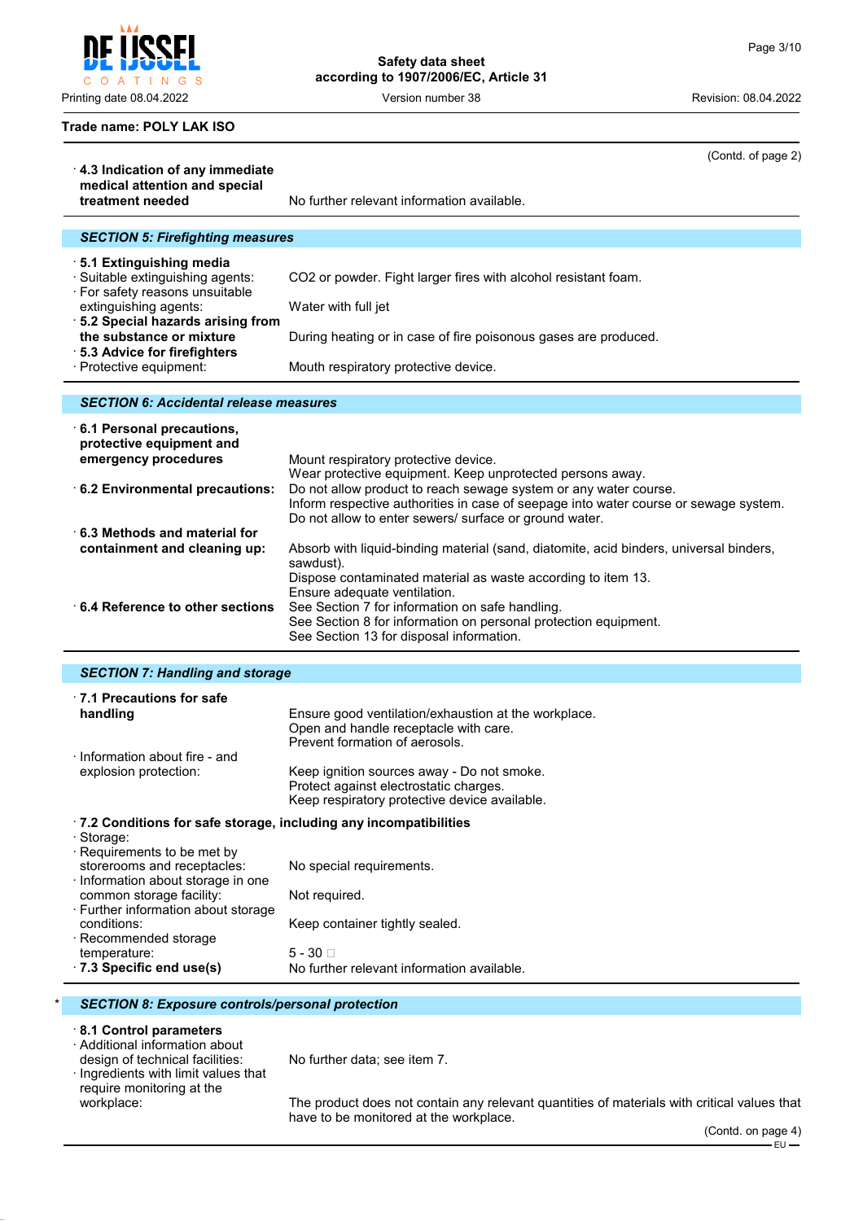**Trade name: POLY LAK ISO**

(Contd. of page 2)

· **4.3 Indication of any immediate medical attention and special treatment needed** No further relevant information available.

## SECTION 5: Firefighting measures

· **5.1 Extinguishing media**
· Suitable extinguishing agents: CO2 or powder. Fight larger fires with alcohol resistant foam.
· For safety reasons unsuitable extinguishing agents: Water with full jet
· **5.2 Special hazards arising from the substance or mixture** During heating or in case of fire poisonous gases are produced.
· **5.3 Advice for firefighters**
· Protective equipment: Mouth respiratory protective device.

## SECTION 6: Accidental release measures

· **6.1 Personal precautions, protective equipment and emergency procedures** Mount respiratory protective device.
Wear protective equipment. Keep unprotected persons away.
· **6.2 Environmental precautions:** Do not allow product to reach sewage system or any water course.
Inform respective authorities in case of seepage into water course or sewage system.
Do not allow to enter sewers/ surface or ground water.
· **6.3 Methods and material for containment and cleaning up:** Absorb with liquid-binding material (sand, diatomite, acid binders, universal binders, sawdust).
Dispose contaminated material as waste according to item 13.
Ensure adequate ventilation.
· **6.4 Reference to other sections** See Section 7 for information on safe handling.
See Section 8 for information on personal protection equipment.
See Section 13 for disposal information.

## SECTION 7: Handling and storage

· **7.1 Precautions for safe handling** Ensure good ventilation/exhaustion at the workplace.
Open and handle receptacle with care.
Prevent formation of aerosols.
· Information about fire - and explosion protection: Keep ignition sources away - Do not smoke.
Protect against electrostatic charges.
Keep respiratory protective device available.

· **7.2 Conditions for safe storage, including any incompatibilities**
· Storage:
· Requirements to be met by storerooms and receptacles: No special requirements.
· Information about storage in one common storage facility: Not required.
· Further information about storage conditions: Keep container tightly sealed.
· Recommended storage temperature: 5 - 30 □
· **7.3 Specific end use(s)** No further relevant information available.

## * SECTION 8: Exposure controls/personal protection

· **8.1 Control parameters**
· Additional information about design of technical facilities: No further data; see item 7.
· Ingredients with limit values that require monitoring at the workplace: The product does not contain any relevant quantities of materials with critical values that have to be monitored at the workplace.

(Contd. on page 4)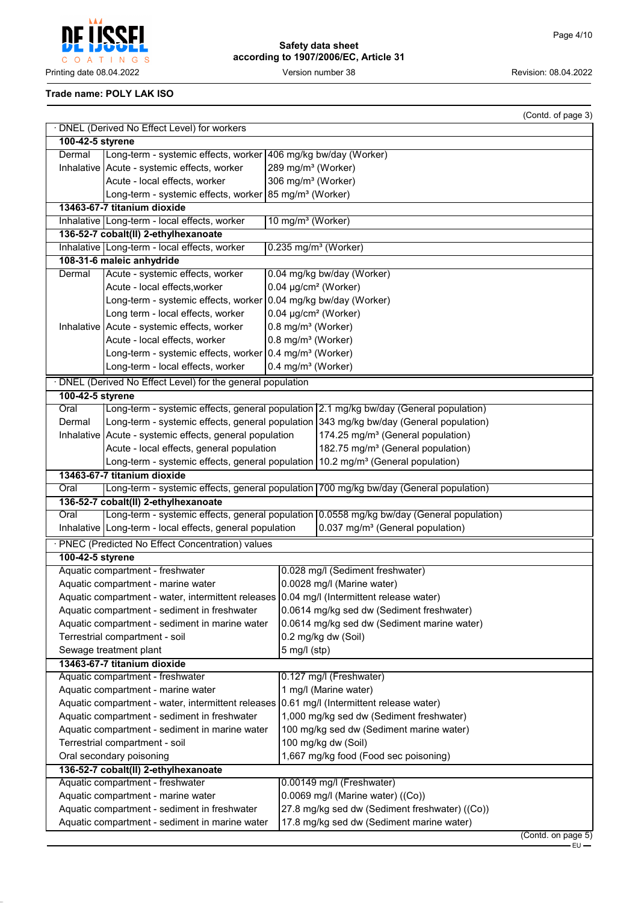**Trade name: POLY LAK ISO**

(Contd. of page 3)

· DNEL (Derived No Effect Level) for workers

| | | |
|---|---|---|
| **100-42-5 styrene** | | |
| Dermal | Long-term - systemic effects, worker | 406 mg/kg bw/day (Worker) |
| Inhalative | Acute - systemic effects, worker | 289 mg/m³ (Worker) |
| | Acute - local effects, worker | 306 mg/m³ (Worker) |
| | Long-term - systemic effects, worker | 85 mg/m³ (Worker) |
| **13463-67-7 titanium dioxide** | | |
| Inhalative | Long-term - local effects, worker | 10 mg/m³ (Worker) |
| **136-52-7 cobalt(II) 2-ethylhexanoate** | | |
| Inhalative | Long-term - local effects, worker | 0.235 mg/m³ (Worker) |
| **108-31-6 maleic anhydride** | | |
| Dermal | Acute - systemic effects, worker | 0.04 mg/kg bw/day (Worker) |
| | Acute - local effects,worker | 0.04 µg/cm² (Worker) |
| | Long-term - systemic effects, worker | 0.04 mg/kg bw/day (Worker) |
| | Long term - local effects, worker | 0.04 µg/cm² (Worker) |
| Inhalative | Acute - systemic effects, worker | 0.8 mg/m³ (Worker) |
| | Acute - local effects, worker | 0.8 mg/m³ (Worker) |
| | Long-term - systemic effects, worker | 0.4 mg/m³ (Worker) |
| | Long-term - local effects, worker | 0.4 mg/m³ (Worker) |

· DNEL (Derived No Effect Level) for the general population

| | | |
|---|---|---|
| **100-42-5 styrene** | | |
| Oral | Long-term - systemic effects, general population | 2.1 mg/kg bw/day (General population) |
| Dermal | Long-term - systemic effects, general population | 343 mg/kg bw/day (General population) |
| Inhalative | Acute - systemic effects, general population | 174.25 mg/m³ (General population) |
| | Acute - local effects, general population | 182.75 mg/m³ (General population) |
| | Long-term - systemic effects, general population | 10.2 mg/m³ (General population) |
| **13463-67-7 titanium dioxide** | | |
| Oral | Long-term - systemic effects, general population | 700 mg/kg bw/day (General population) |
| **136-52-7 cobalt(II) 2-ethylhexanoate** | | |
| Oral | Long-term - systemic effects, general population | 0.0558 mg/kg bw/day (General population) |
| Inhalative | Long-term - local effects, general population | 0.037 mg/m³ (General population) |

· PNEC (Predicted No Effect Concentration) values

| | |
|---|---|
| **100-42-5 styrene** | |
| Aquatic compartment - freshwater | 0.028 mg/l (Sediment freshwater) |
| Aquatic compartment - marine water | 0.0028 mg/l (Marine water) |
| Aquatic compartment - water, intermittent releases | 0.04 mg/l (Intermittent release water) |
| Aquatic compartment - sediment in freshwater | 0.0614 mg/kg sed dw (Sediment freshwater) |
| Aquatic compartment - sediment in marine water | 0.0614 mg/kg sed dw (Sediment marine water) |
| Terrestrial compartment - soil | 0.2 mg/kg dw (Soil) |
| Sewage treatment plant | 5 mg/l (stp) |
| **13463-67-7 titanium dioxide** | |
| Aquatic compartment - freshwater | 0.127 mg/l (Freshwater) |
| Aquatic compartment - marine water | 1 mg/l (Marine water) |
| Aquatic compartment - water, intermittent releases | 0.61 mg/l (Intermittent release water) |
| Aquatic compartment - sediment in freshwater | 1,000 mg/kg sed dw (Sediment freshwater) |
| Aquatic compartment - sediment in marine water | 100 mg/kg sed dw (Sediment marine water) |
| Terrestrial compartment - soil | 100 mg/kg dw (Soil) |
| Oral secondary poisoning | 1,667 mg/kg food (Food sec poisoning) |
| **136-52-7 cobalt(II) 2-ethylhexanoate** | |
| Aquatic compartment - freshwater | 0.00149 mg/l (Freshwater) |
| Aquatic compartment - marine water | 0.0069 mg/l (Marine water) ((Co)) |
| Aquatic compartment - sediment in freshwater | 27.8 mg/kg sed dw (Sediment freshwater) ((Co)) |
| Aquatic compartment - sediment in marine water | 17.8 mg/kg sed dw (Sediment marine water) |

(Contd. on page 5)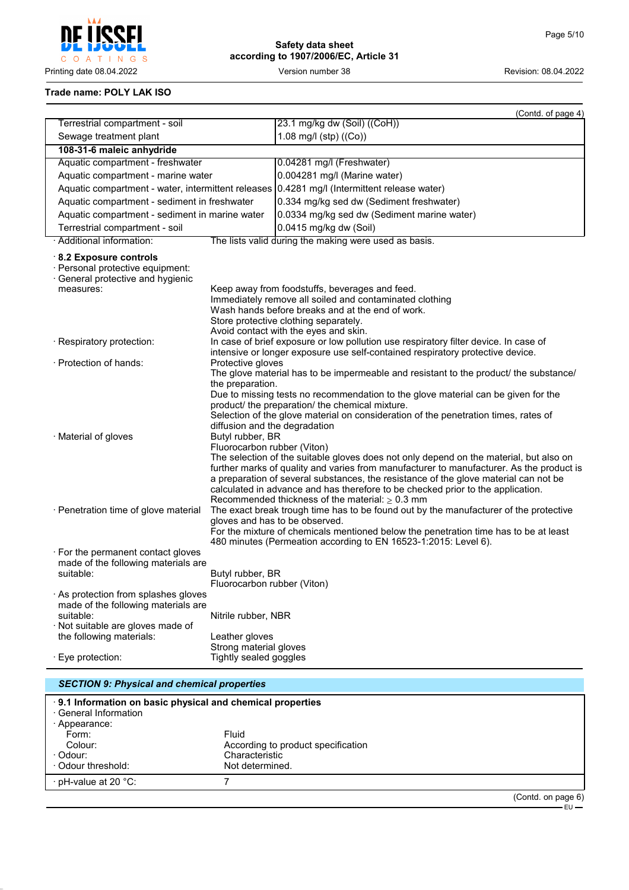Trade name: POLY LAK ISO

(Contd. of page 4)

| | |
|---|---|
| Terrestrial compartment - soil | 23.1 mg/kg dw (Soil) ((CoH)) |
| Sewage treatment plant | 1.08 mg/l (stp) ((Co)) |
| **108-31-6 maleic anhydride** | |
| Aquatic compartment - freshwater | 0.04281 mg/l (Freshwater) |
| Aquatic compartment - marine water | 0.004281 mg/l (Marine water) |
| Aquatic compartment - water, intermittent releases | 0.4281 mg/l (Intermittent release water) |
| Aquatic compartment - sediment in freshwater | 0.334 mg/kg sed dw (Sediment freshwater) |
| Aquatic compartment - sediment in marine water | 0.0334 mg/kg sed dw (Sediment marine water) |
| Terrestrial compartment - soil | 0.0415 mg/kg dw (Soil) |

· Additional information: The lists valid during the making were used as basis.

· **8.2 Exposure controls**
· Personal protective equipment:
· General protective and hygienic measures:
Keep away from foodstuffs, beverages and feed.
Immediately remove all soiled and contaminated clothing
Wash hands before breaks and at the end of work.
Store protective clothing separately.
Avoid contact with the eyes and skin.
· Respiratory protection: In case of brief exposure or low pollution use respiratory filter device. In case of intensive or longer exposure use self-contained respiratory protective device.
· Protection of hands: Protective gloves
The glove material has to be impermeable and resistant to the product/ the substance/ the preparation.
Due to missing tests no recommendation to the glove material can be given for the product/ the preparation/ the chemical mixture.
Selection of the glove material on consideration of the penetration times, rates of diffusion and the degradation
· Material of gloves Butyl rubber, BR
Fluorocarbon rubber (Viton)
The selection of the suitable gloves does not only depend on the material, but also on further marks of quality and varies from manufacturer to manufacturer. As the product is a preparation of several substances, the resistance of the glove material can not be calculated in advance and has therefore to be checked prior to the application.
Recommended thickness of the material: $\geq$ 0.3 mm
· Penetration time of glove material The exact break trough time has to be found out by the manufacturer of the protective gloves and has to be observed.
For the mixture of chemicals mentioned below the penetration time has to be at least 480 minutes (Permeation according to EN 16523-1:2015: Level 6).
· For the permanent contact gloves made of the following materials are suitable: Butyl rubber, BR
Fluorocarbon rubber (Viton)
· As protection from splashes gloves made of the following materials are suitable: Nitrile rubber, NBR
· Not suitable are gloves made of the following materials: Leather gloves
Strong material gloves
· Eye protection: Tightly sealed goggles

## *SECTION 9: Physical and chemical properties*

· **9.1 Information on basic physical and chemical properties**
· General Information
· Appearance:
Form: Fluid
Colour: According to product specification
· Odour: Characteristic
· Odour threshold: Not determined.

· pH-value at 20 °C: 7

(Contd. on page 6)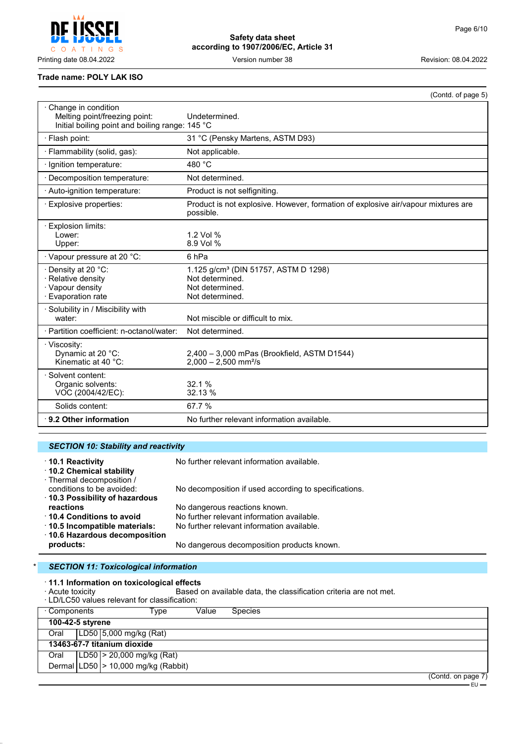**Trade name: POLY LAK ISO**

(Contd. of page 5)

| | |
|---|---|
| · Change in condition<br>Melting point/freezing point:<br>Initial boiling point and boiling range: | <br>Undetermined.<br>145 °C |
| · Flash point: | 31 °C (Pensky Martens, ASTM D93) |
| · Flammability (solid, gas): | Not applicable. |
| · Ignition temperature: | 480 °C |
| · Decomposition temperature: | Not determined. |
| · Auto-ignition temperature: | Product is not selfigniting. |
| · Explosive properties: | Product is not explosive. However, formation of explosive air/vapour mixtures are possible. |
| · Explosion limits:<br>Lower:<br>Upper: | <br>1.2 Vol %<br>8.9 Vol % |
| · Vapour pressure at 20 °C: | 6 hPa |
| · Density at 20 °C:<br>· Relative density<br>· Vapour density<br>· Evaporation rate | 1.125 g/cm³ (DIN 51757, ASTM D 1298)<br>Not determined.<br>Not determined.<br>Not determined. |
| · Solubility in / Miscibility with water: | Not miscible or difficult to mix. |
| · Partition coefficient: n-octanol/water: | Not determined. |
| · Viscosity:<br>Dynamic at 20 °C:<br>Kinematic at 40 °C: | <br>2,400 – 3,000 mPas (Brookfield, ASTM D1544)<br>2,000 – 2,500 mm²/s |
| · Solvent content:<br>Organic solvents:<br>VOC (2004/42/EC): | <br>32.1 %<br>32.13 % |
| Solids content: | 67.7 % |
| · **9.2 Other information** | No further relevant information available. |

## SECTION 10: Stability and reactivity

- · **10.1 Reactivity** No further relevant information available.
- · **10.2 Chemical stability**
- · Thermal decomposition / conditions to be avoided: No decomposition if used according to specifications.
- · **10.3 Possibility of hazardous reactions** No dangerous reactions known.
- · **10.4 Conditions to avoid** No further relevant information available.
- · **10.5 Incompatible materials:** No further relevant information available.
- · **10.6 Hazardous decomposition products:** No dangerous decomposition products known.

## * SECTION 11: Toxicological information

- · **11.1 Information on toxicological effects**
- · Acute toxicity Based on available data, the classification criteria are not met.
- · LD/LC50 values relevant for classification:

| · Components | Type | Value | Species |
|---|---|---|---|
| **100-42-5 styrene** | | | |
| Oral | LD50 | 5,000 mg/kg | (Rat) |
| **13463-67-7 titanium dioxide** | | | |
| Oral | LD50 | > 20,000 mg/kg | (Rat) |
| Dermal | LD50 | > 10,000 mg/kg | (Rabbit) |

(Contd. on page 7)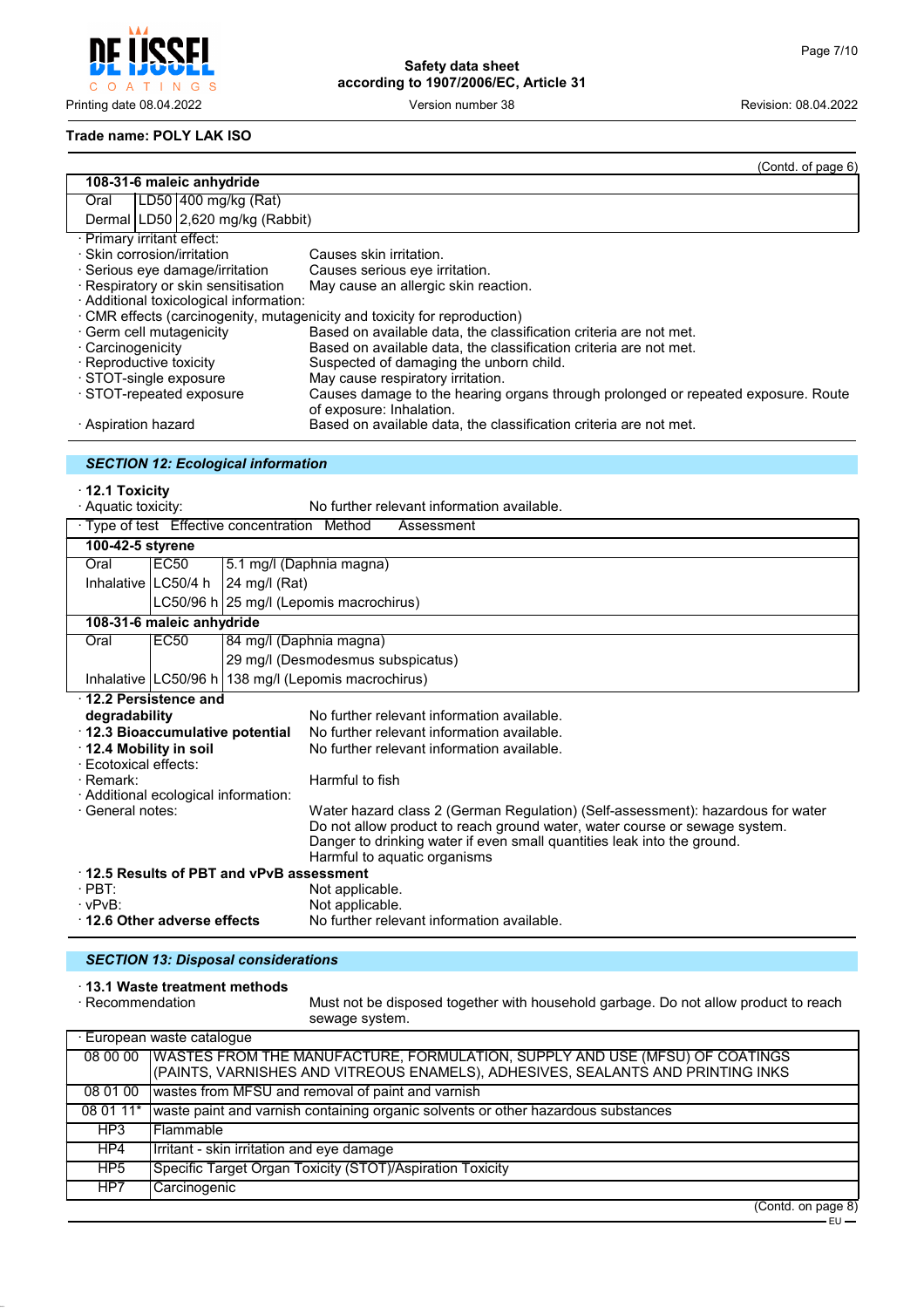**Trade name: POLY LAK ISO**

(Contd. of page 6)

| 108-31-6 maleic anhydride | | |
|---|---|---|
| Oral | LD50 | 400 mg/kg (Rat) |
| Dermal | LD50 | 2,620 mg/kg (Rabbit) |

· Primary irritant effect:
· Skin corrosion/irritation — Causes skin irritation.
· Serious eye damage/irritation — Causes serious eye irritation.
· Respiratory or skin sensitisation — May cause an allergic skin reaction.
· Additional toxicological information:
· CMR effects (carcinogenity, mutagenicity and toxicity for reproduction)
· Germ cell mutagenicity — Based on available data, the classification criteria are not met.
· Carcinogenicity — Based on available data, the classification criteria are not met.
· Reproductive toxicity — Suspected of damaging the unborn child.
· STOT-single exposure — May cause respiratory irritation.
· STOT-repeated exposure — Causes damage to the hearing organs through prolonged or repeated exposure. Route of exposure: Inhalation.
· Aspiration hazard — Based on available data, the classification criteria are not met.

## *SECTION 12: Ecological information*

· **12.1 Toxicity**
· Aquatic toxicity: No further relevant information available.

| · Type of test | Effective concentration | Method Assessment |
|---|---|---|
| **100-42-5 styrene** | | |
| Oral | EC50 | 5.1 mg/l (Daphnia magna) |
| Inhalative | LC50/4 h | 24 mg/l (Rat) |
| | LC50/96 h | 25 mg/l (Lepomis macrochirus) |
| **108-31-6 maleic anhydride** | | |
| Oral | EC50 | 84 mg/l (Daphnia magna) |
| | | 29 mg/l (Desmodesmus subspicatus) |
| Inhalative | LC50/96 h | 138 mg/l (Lepomis macrochirus) |

· **12.2 Persistence and degradability** — No further relevant information available.
· **12.3 Bioaccumulative potential** — No further relevant information available.
· **12.4 Mobility in soil** — No further relevant information available.
· Ecotoxical effects:
· Remark: — Harmful to fish
· Additional ecological information:
· General notes: — Water hazard class 2 (German Regulation) (Self-assessment): hazardous for water
Do not allow product to reach ground water, water course or sewage system.
Danger to drinking water if even small quantities leak into the ground.
Harmful to aquatic organisms
· **12.5 Results of PBT and vPvB assessment**
· PBT: — Not applicable.
· vPvB: — Not applicable.
· **12.6 Other adverse effects** — No further relevant information available.

## *SECTION 13: Disposal considerations*

· **13.1 Waste treatment methods**
· Recommendation — Must not be disposed together with household garbage. Do not allow product to reach sewage system.

| · European waste catalogue | |
|---|---|
| 08 00 00 | WASTES FROM THE MANUFACTURE, FORMULATION, SUPPLY AND USE (MFSU) OF COATINGS (PAINTS, VARNISHES AND VITREOUS ENAMELS), ADHESIVES, SEALANTS AND PRINTING INKS |
| 08 01 00 | wastes from MFSU and removal of paint and varnish |
| 08 01 11* | waste paint and varnish containing organic solvents or other hazardous substances |
| HP3 | Flammable |
| HP4 | Irritant - skin irritation and eye damage |
| HP5 | Specific Target Organ Toxicity (STOT)/Aspiration Toxicity |
| HP7 | Carcinogenic |

(Contd. on page 8)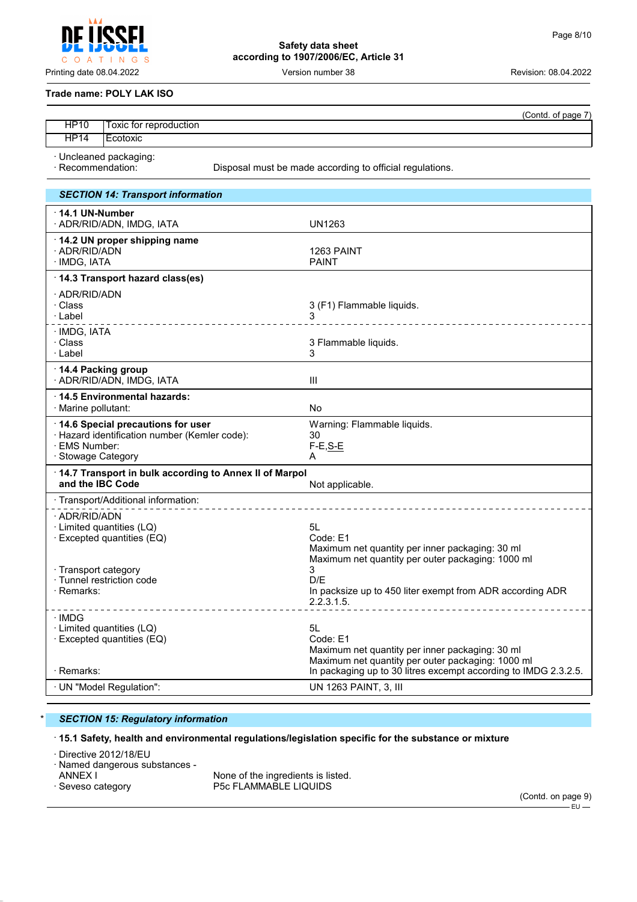Trade name: POLY LAK ISO

(Contd. of page 7)

| | |
|---|---|
| HP10 | Toxic for reproduction |
| HP14 | Ecotoxic |

· Uncleaned packaging:
· Recommendation: Disposal must be made according to official regulations.

## SECTION 14: Transport information

| | |
|---|---|
| **· 14.1 UN-Number** | |
| · ADR/RID/ADN, IMDG, IATA | UN1263 |
| **· 14.2 UN proper shipping name** | |
| · ADR/RID/ADN | 1263 PAINT |
| · IMDG, IATA | PAINT |
| **· 14.3 Transport hazard class(es)** | |
| · ADR/RID/ADN | |
| · Class | 3 (F1) Flammable liquids. |
| · Label | 3 |
| · IMDG, IATA | |
| · Class | 3 Flammable liquids. |
| · Label | 3 |
| **· 14.4 Packing group** | |
| · ADR/RID/ADN, IMDG, IATA | III |
| **· 14.5 Environmental hazards:** | |
| · Marine pollutant: | No |
| **· 14.6 Special precautions for user** | Warning: Flammable liquids. |
| · Hazard identification number (Kemler code): | 30 |
| · EMS Number: | F-E,S-E |
| · Stowage Category | A |
| **· 14.7 Transport in bulk according to Annex II of Marpol and the IBC Code** | Not applicable. |
| · Transport/Additional information: | |
| · ADR/RID/ADN | |
| · Limited quantities (LQ) | 5L |
| · Excepted quantities (EQ) | Code: E1<br>Maximum net quantity per inner packaging: 30 ml<br>Maximum net quantity per outer packaging: 1000 ml |
| · Transport category | 3 |
| · Tunnel restriction code | D/E |
| · Remarks: | In packsize up to 450 liter exempt from ADR according ADR 2.2.3.1.5. |
| · IMDG | |
| · Limited quantities (LQ) | 5L |
| · Excepted quantities (EQ) | Code: E1<br>Maximum net quantity per inner packaging: 30 ml<br>Maximum net quantity per outer packaging: 1000 ml |
| · Remarks: | In packaging up to 30 litres excempt according to IMDG 2.3.2.5. |
| · UN "Model Regulation": | UN 1263 PAINT, 3, III |

## * SECTION 15: Regulatory information

**· 15.1 Safety, health and environmental regulations/legislation specific for the substance or mixture**

· Directive 2012/18/EU
· Named dangerous substances - ANNEX I: None of the ingredients is listed.
· Seveso category: P5c FLAMMABLE LIQUIDS

(Contd. on page 9)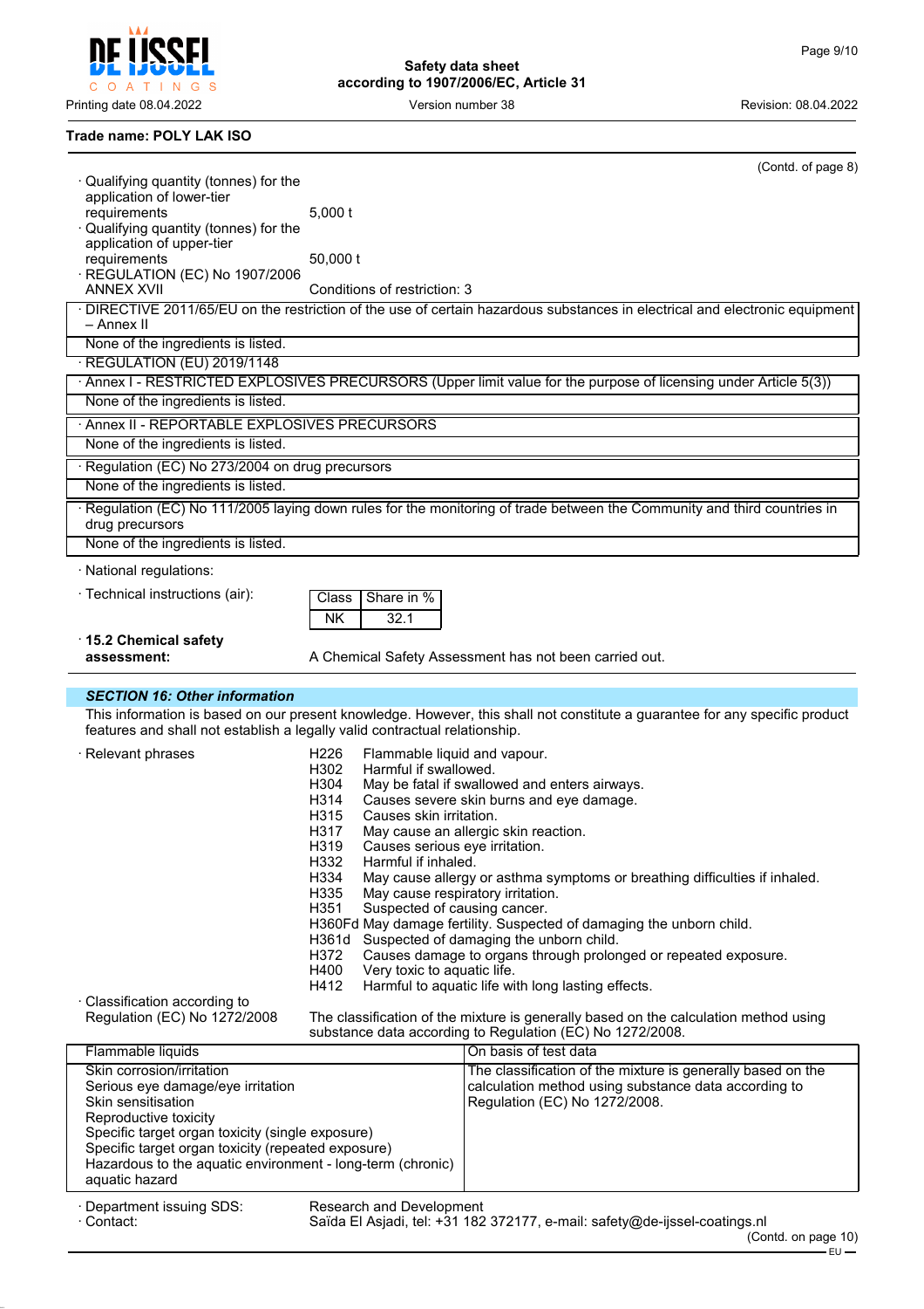**Trade name: POLY LAK ISO**

(Contd. of page 8)

· Qualifying quantity (tonnes) for the application of lower-tier requirements: 5,000 t

· Qualifying quantity (tonnes) for the application of upper-tier requirements: 50,000 t

· REGULATION (EC) No 1907/2006 ANNEX XVII: Conditions of restriction: 3

| · DIRECTIVE 2011/65/EU on the restriction of the use of certain hazardous substances in electrical and electronic equipment – Annex II |
|---|
| None of the ingredients is listed. |

· REGULATION (EU) 2019/1148

| · Annex I - RESTRICTED EXPLOSIVES PRECURSORS (Upper limit value for the purpose of licensing under Article 5(3)) |
|---|
| None of the ingredients is listed. |

| · Annex II - REPORTABLE EXPLOSIVES PRECURSORS |
|---|
| None of the ingredients is listed. |

| · Regulation (EC) No 273/2004 on drug precursors |
|---|
| None of the ingredients is listed. |

| · Regulation (EC) No 111/2005 laying down rules for the monitoring of trade between the Community and third countries in drug precursors |
|---|
| None of the ingredients is listed. |

· National regulations:

· Technical instructions (air):

| Class | Share in % |
|---|---|
| NK | 32.1 |

· **15.2 Chemical safety assessment:** A Chemical Safety Assessment has not been carried out.

## *SECTION 16: Other information*

This information is based on our present knowledge. However, this shall not constitute a guarantee for any specific product features and shall not establish a legally valid contractual relationship.

· Relevant phrases

- H226 Flammable liquid and vapour.
- H302 Harmful if swallowed.
- H304 May be fatal if swallowed and enters airways.
- H314 Causes severe skin burns and eye damage.
- H315 Causes skin irritation.
- H317 May cause an allergic skin reaction.
- H319 Causes serious eye irritation.
- H332 Harmful if inhaled.
- H334 May cause allergy or asthma symptoms or breathing difficulties if inhaled.
- H335 May cause respiratory irritation.
- H351 Suspected of causing cancer.
- H360Fd May damage fertility. Suspected of damaging the unborn child.
- H361d Suspected of damaging the unborn child.
- H372 Causes damage to organs through prolonged or repeated exposure.
- H400 Very toxic to aquatic life.
- H412 Harmful to aquatic life with long lasting effects.

· Classification according to Regulation (EC) No 1272/2008: The classification of the mixture is generally based on the calculation method using substance data according to Regulation (EC) No 1272/2008.

| Flammable liquids | On basis of test data |
|---|---|
| Skin corrosion/irritation<br>Serious eye damage/eye irritation<br>Skin sensitisation<br>Reproductive toxicity<br>Specific target organ toxicity (single exposure)<br>Specific target organ toxicity (repeated exposure)<br>Hazardous to the aquatic environment - long-term (chronic) aquatic hazard | The classification of the mixture is generally based on the calculation method using substance data according to Regulation (EC) No 1272/2008. |

· Department issuing SDS: Research and Development

· Contact: Saïda El Asjadi, tel: +31 182 372177, e-mail: safety@de-ijssel-coatings.nl

(Contd. on page 10)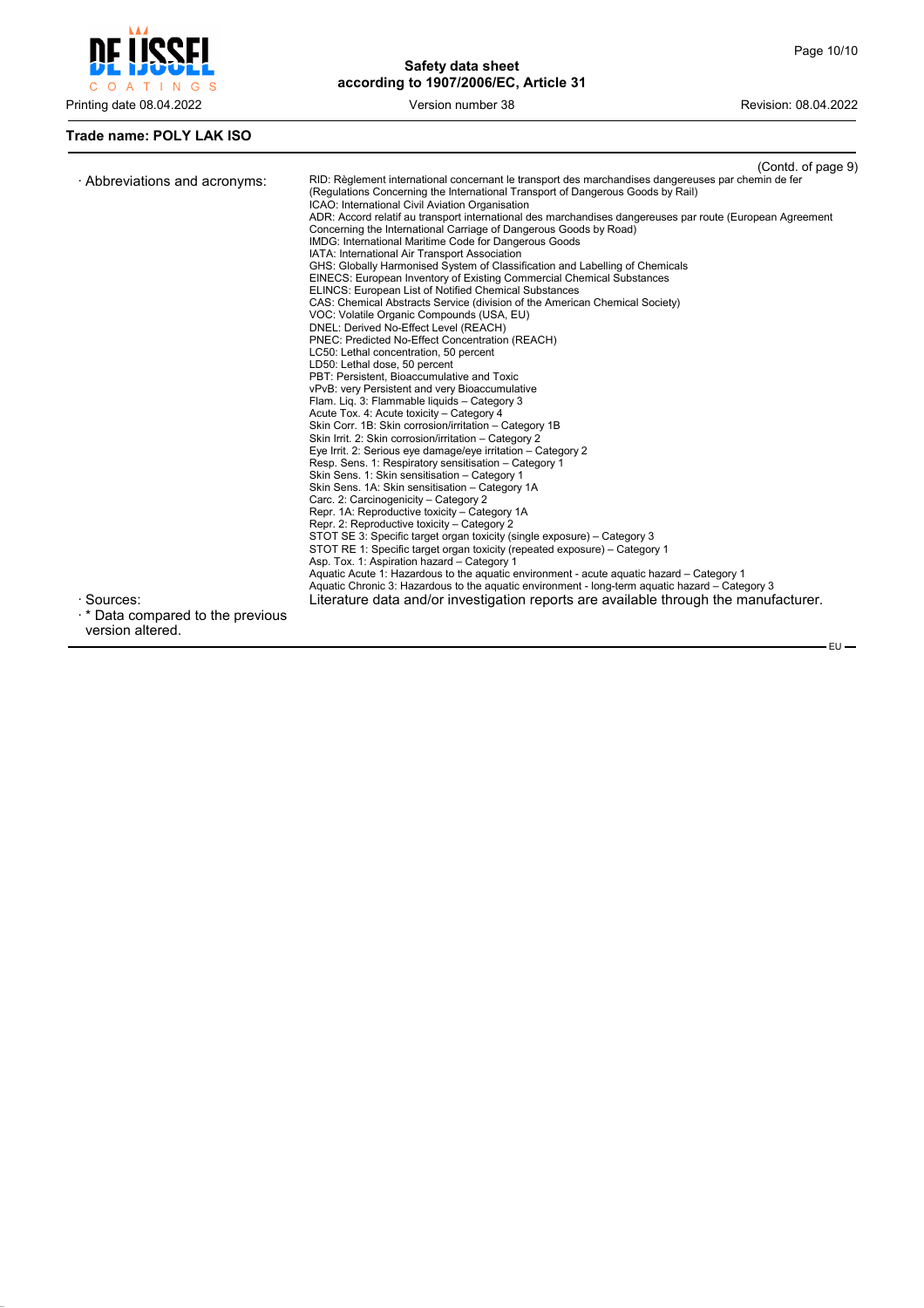(Contd. of page 9)

· Abbreviations and acronyms:

RID: Règlement international concernant le transport des marchandises dangereuses par chemin de fer (Regulations Concerning the International Transport of Dangerous Goods by Rail)
ICAO: International Civil Aviation Organisation
ADR: Accord relatif au transport international des marchandises dangereuses par route (European Agreement Concerning the International Carriage of Dangerous Goods by Road)
IMDG: International Maritime Code for Dangerous Goods
IATA: International Air Transport Association
GHS: Globally Harmonised System of Classification and Labelling of Chemicals
EINECS: European Inventory of Existing Commercial Chemical Substances
ELINCS: European List of Notified Chemical Substances
CAS: Chemical Abstracts Service (division of the American Chemical Society)
VOC: Volatile Organic Compounds (USA, EU)
DNEL: Derived No-Effect Level (REACH)
PNEC: Predicted No-Effect Concentration (REACH)
LC50: Lethal concentration, 50 percent
LD50: Lethal dose, 50 percent
PBT: Persistent, Bioaccumulative and Toxic
vPvB: very Persistent and very Bioaccumulative
Flam. Liq. 3: Flammable liquids – Category 3
Acute Tox. 4: Acute toxicity – Category 4
Skin Corr. 1B: Skin corrosion/irritation – Category 1B
Skin Irrit. 2: Skin corrosion/irritation – Category 2
Eye Irrit. 2: Serious eye damage/eye irritation – Category 2
Resp. Sens. 1: Respiratory sensitisation – Category 1
Skin Sens. 1: Skin sensitisation – Category 1
Skin Sens. 1A: Skin sensitisation – Category 1A
Carc. 2: Carcinogenicity – Category 2
Repr. 1A: Reproductive toxicity – Category 1A
Repr. 2: Reproductive toxicity – Category 2
STOT SE 3: Specific target organ toxicity (single exposure) – Category 3
STOT RE 1: Specific target organ toxicity (repeated exposure) – Category 1
Asp. Tox. 1: Aspiration hazard – Category 1
Aquatic Acute 1: Hazardous to the aquatic environment - acute aquatic hazard – Category 1
Aquatic Chronic 3: Hazardous to the aquatic environment - long-term aquatic hazard – Category 3

· Sources: Literature data and/or investigation reports are available through the manufacturer.

· * Data compared to the previous version altered.